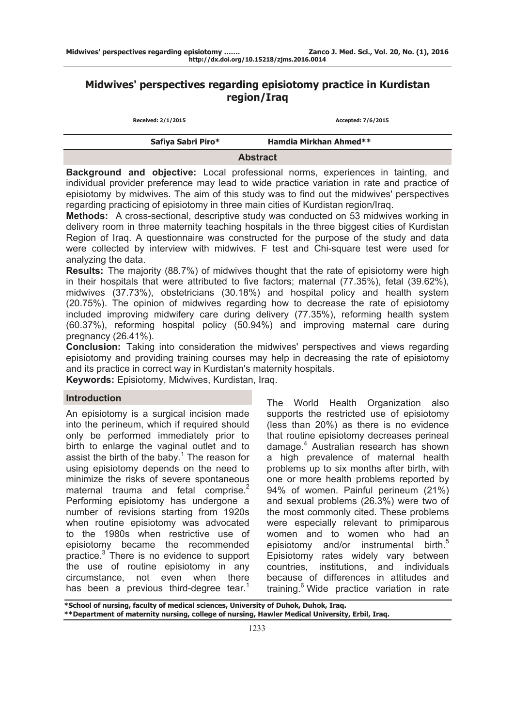# Midwives' perspectives regarding episiotomy practice in Kurdistan region/Iraq

Received: 2/1/2015 | Accepted: 7/6/2015

Safiya Sabri Piro* | Hamdia Mirkhan Ahmed**

## Abstract

**Background and objective:** Local professional norms, experiences in tainting, and individual provider preference may lead to wide practice variation in rate and practice of episiotomy by midwives. The aim of this study was to find out the midwives' perspectives regarding practicing of episiotomy in three main cities of Kurdistan region/Iraq.

**Methods:** A cross-sectional, descriptive study was conducted on 53 midwives working in delivery room in three maternity teaching hospitals in the three biggest cities of Kurdistan Region of Iraq. A questionnaire was constructed for the purpose of the study and data were collected by interview with midwives. F test and Chi-square test were used for analyzing the data.

**Results:** The majority (88.7%) of midwives thought that the rate of episiotomy were high in their hospitals that were attributed to five factors; maternal (77.35%), fetal (39.62%), midwives (37.73%), obstetricians (30.18%) and hospital policy and health system (20.75%). The opinion of midwives regarding how to decrease the rate of episiotomy included improving midwifery care during delivery (77.35%), reforming health system (60.37%), reforming hospital policy (50.94%) and improving maternal care during pregnancy (26.41%).

**Conclusion:** Taking into consideration the midwives' perspectives and views regarding episiotomy and providing training courses may help in decreasing the rate of episiotomy and its practice in correct way in Kurdistan's maternity hospitals.

**Keywords:** Episiotomy, Midwives, Kurdistan, Iraq.

## Introduction

An episiotomy is a surgical incision made into the perineum, which if required should only be performed immediately prior to birth to enlarge the vaginal outlet and to assist the birth of the baby.[1] The reason for using episiotomy depends on the need to minimize the risks of severe spontaneous maternal trauma and fetal comprise.[2] Performing episiotomy has undergone a number of revisions starting from 1920s when routine episiotomy was advocated to the 1980s when restrictive use of episiotomy became the recommended practice.[3] There is no evidence to support the use of routine episiotomy in any circumstance, not even when there has been a previous third-degree tear.[1] The World Health Organization also supports the restricted use of episiotomy (less than 20%) as there is no evidence that routine episiotomy decreases perineal damage.[4] Australian research has shown a high prevalence of maternal health problems up to six months after birth, with one or more health problems reported by 94% of women. Painful perineum (21%) and sexual problems (26.3%) were two of the most commonly cited. These problems were especially relevant to primiparous women and to women who had an episiotomy and/or instrumental birth.[5] Episiotomy rates widely vary between countries, institutions, and individuals because of differences in attitudes and training.[6] Wide practice variation in rate

*School of nursing, faculty of medical sciences, University of Duhok, Duhok, Iraq.

**Department of maternity nursing, college of nursing, Hawler Medical University, Erbil, Iraq.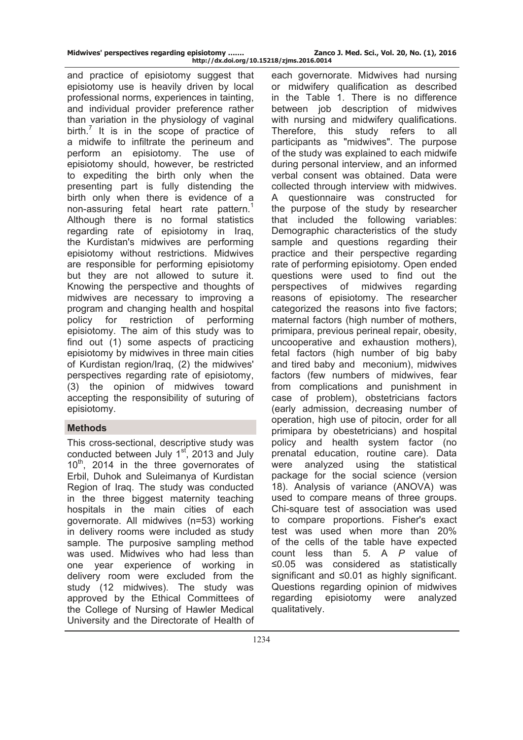and practice of episiotomy suggest that episiotomy use is heavily driven by local professional norms, experiences in tainting, and individual provider preference rather than variation in the physiology of vaginal birth.[7] It is in the scope of practice of a midwife to infiltrate the perineum and perform an episiotomy. The use of episiotomy should, however, be restricted to expediting the birth only when the presenting part is fully distending the birth only when there is evidence of a non-assuring fetal heart rate pattern.[1] Although there is no formal statistics regarding rate of episiotomy in Iraq, the Kurdistan's midwives are performing episiotomy without restrictions. Midwives are responsible for performing episiotomy but they are not allowed to suture it. Knowing the perspective and thoughts of midwives are necessary to improving a program and changing health and hospital policy for restriction of performing episiotomy. The aim of this study was to find out (1) some aspects of practicing episiotomy by midwives in three main cities of Kurdistan region/Iraq, (2) the midwives' perspectives regarding rate of episiotomy, (3) the opinion of midwives toward accepting the responsibility of suturing of episiotomy.

## Methods

This cross-sectional, descriptive study was conducted between July 1st, 2013 and July 10th, 2014 in the three governorates of Erbil, Duhok and Suleimanya of Kurdistan Region of Iraq. The study was conducted in the three biggest maternity teaching hospitals in the main cities of each governorate. All midwives (n=53) working in delivery rooms were included as study sample. The purposive sampling method was used. Midwives who had less than one year experience of working in delivery room were excluded from the study (12 midwives). The study was approved by the Ethical Committees of the College of Nursing of Hawler Medical University and the Directorate of Health of each governorate. Midwives had nursing or midwifery qualification as described in the Table 1. There is no difference between job description of midwives with nursing and midwifery qualifications. Therefore, this study refers to all participants as "midwives". The purpose of the study was explained to each midwife during personal interview, and an informed verbal consent was obtained. Data were collected through interview with midwives. A questionnaire was constructed for the purpose of the study by researcher that included the following variables: Demographic characteristics of the study sample and questions regarding their practice and their perspective regarding rate of performing episiotomy. Open ended questions were used to find out the perspectives of midwives regarding reasons of episiotomy. The researcher categorized the reasons into five factors; maternal factors (high number of mothers, primipara, previous perineal repair, obesity, uncooperative and exhaustion mothers), fetal factors (high number of big baby and tired baby and meconium), midwives factors (few numbers of midwives, fear from complications and punishment in case of problem), obstetricians factors (early admission, decreasing number of operation, high use of pitocin, order for all primipara by obestetricians) and hospital policy and health system factor (no prenatal education, routine care). Data were analyzed using the statistical package for the social science (version 18). Analysis of variance (ANOVA) was used to compare means of three groups. Chi-square test of association was used to compare proportions. Fisher's exact test was used when more than 20% of the cells of the table have expected count less than 5. A *P* value of $\leq 0.05$ was considered as statistically significant and $\leq 0.01$ as highly significant. Questions regarding opinion of midwives regarding episiotomy were analyzed qualitatively.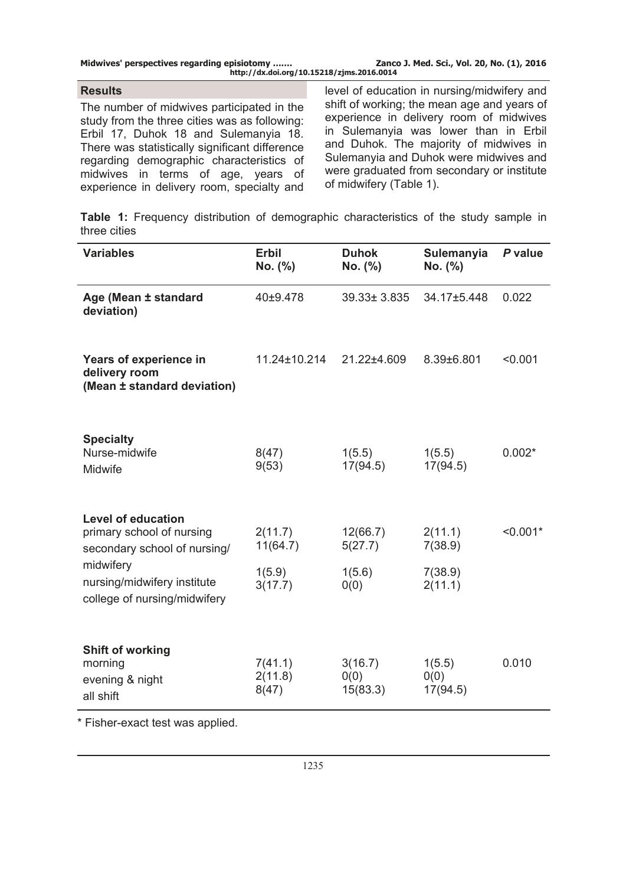## Results

The number of midwives participated in the study from the three cities was as following: Erbil 17, Duhok 18 and Sulemanyia 18. There was statistically significant difference regarding demographic characteristics of midwives in terms of age, years of experience in delivery room, specialty and level of education in nursing/midwifery and shift of working; the mean age and years of experience in delivery room of midwives in Sulemanyia was lower than in Erbil and Duhok. The majority of midwives in Sulemanyia and Duhok were midwives and were graduated from secondary or institute of midwifery (Table 1).

**Table 1:** Frequency distribution of demographic characteristics of the study sample in three cities

| Variables | Erbil No. (%) | Duhok No. (%) | Sulemanyia No. (%) | *P* value |
|---|---|---|---|---|
| **Age (Mean ± standard deviation)** | 40±9.478 | 39.33± 3.835 | 34.17±5.448 | 0.022 |
| **Years of experience in delivery room (Mean ± standard deviation)** | 11.24±10.214 | 21.22±4.609 | 8.39±6.801 | <0.001 |
| **Specialty** | | | | |
| Nurse-midwife | 8(47) | 1(5.5) | 1(5.5) | 0.002* |
| Midwife | 9(53) | 17(94.5) | 17(94.5) | |
| **Level of education** | | | | |
| primary school of nursing | 2(11.7) | 12(66.7) | 2(11.1) | <0.001* |
| secondary school of nursing/ midwifery | 11(64.7) | 5(27.7) | 7(38.9) | |
| nursing/midwifery institute | 1(5.9) | 1(5.6) | 7(38.9) | |
| college of nursing/midwifery | 3(17.7) | 0(0) | 2(11.1) | |
| **Shift of working** | | | | |
| morning | 7(41.1) | 3(16.7) | 1(5.5) | 0.010 |
| evening & night | 2(11.8) | 0(0) | 0(0) | |
| all shift | 8(47) | 15(83.3) | 17(94.5) | |

\* Fisher-exact test was applied.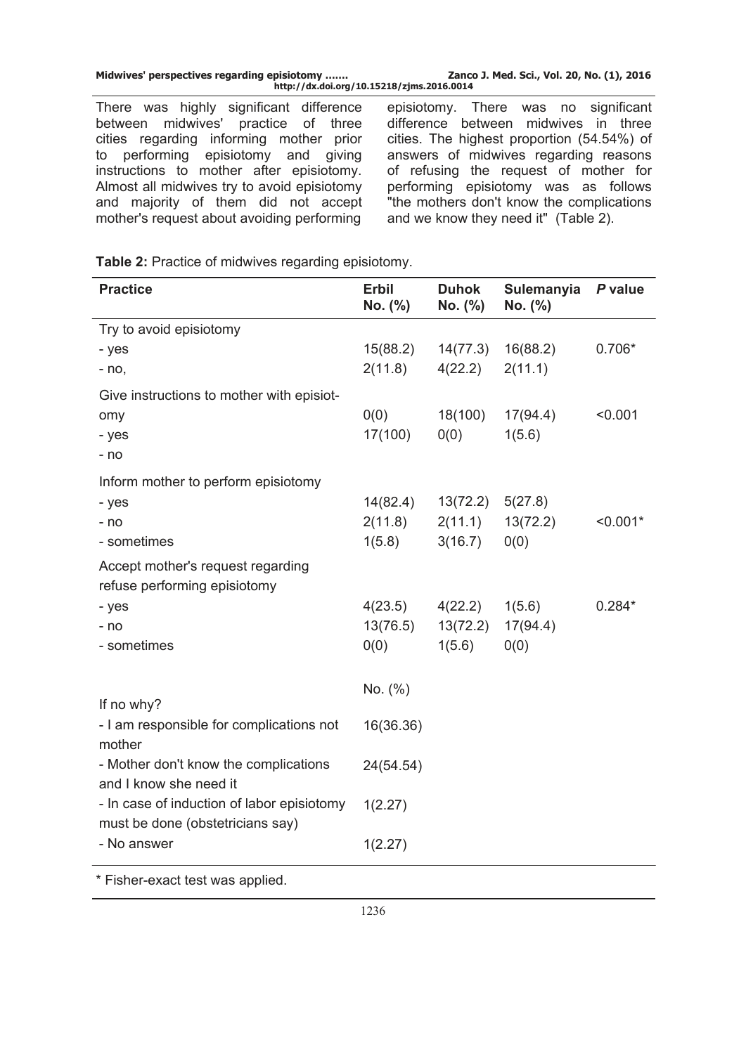There was highly significant difference between midwives' practice of three cities regarding informing mother prior to performing episiotomy and giving instructions to mother after episiotomy. Almost all midwives try to avoid episiotomy and majority of them did not accept mother's request about avoiding performing episiotomy. There was no significant difference between midwives in three cities. The highest proportion (54.54%) of answers of midwives regarding reasons of refusing the request of mother for performing episiotomy was as follows "the mothers don't know the complications and we know they need it" (Table 2).

**Table 2:** Practice of midwives regarding episiotomy.

| Practice | Erbil No. (%) | Duhok No. (%) | Sulemanyia No. (%) | *P* value |
|---|---|---|---|---|
| Try to avoid episiotomy | | | | |
| - yes | 15(88.2) | 14(77.3) | 16(88.2) | 0.706* |
| - no, | 2(11.8) | 4(22.2) | 2(11.1) | |
| Give instructions to mother with episiotomy | 0(0) | 18(100) | 17(94.4) | <0.001 |
| - yes | 17(100) | 0(0) | 1(5.6) | |
| - no | | | | |
| Inform mother to perform episiotomy | | | | |
| - yes | 14(82.4) | 13(72.2) | 5(27.8) | |
| - no | 2(11.8) | 2(11.1) | 13(72.2) | <0.001* |
| - sometimes | 1(5.8) | 3(16.7) | 0(0) | |
| Accept mother's request regarding refuse performing episiotomy | | | | |
| - yes | 4(23.5) | 4(22.2) | 1(5.6) | 0.284* |
| - no | 13(76.5) | 13(72.2) | 17(94.4) | |
| - sometimes | 0(0) | 1(5.6) | 0(0) | |
| | No. (%) | | | |
| If no why? | | | | |
| - I am responsible for complications not mother | 16(36.36) | | | |
| - Mother don't know the complications and I know she need it | 24(54.54) | | | |
| - In case of induction of labor episiotomy must be done (obstetricians say) | 1(2.27) | | | |
| - No answer | 1(2.27) | | | |

\* Fisher-exact test was applied.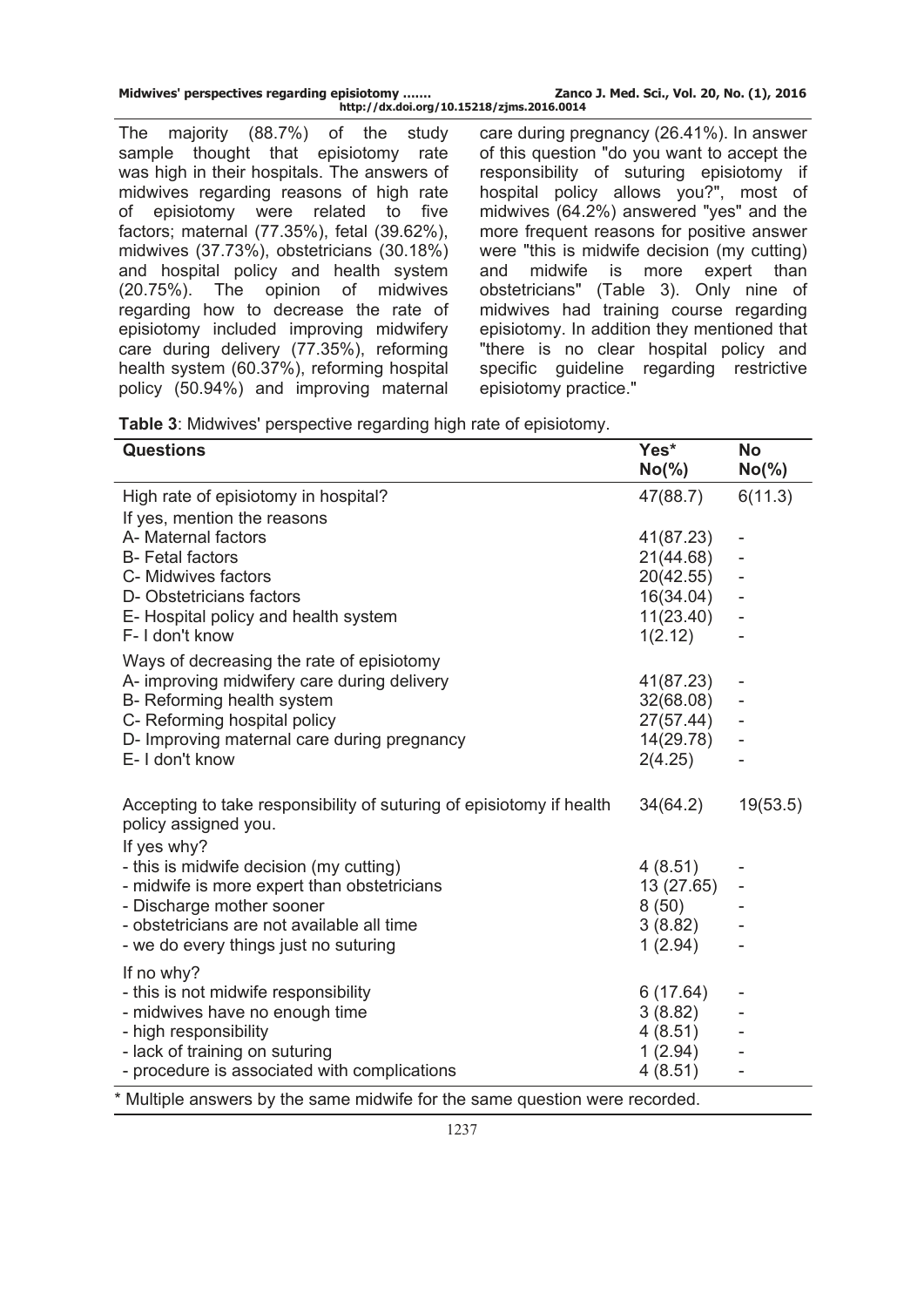The majority (88.7%) of the study sample thought that episiotomy rate was high in their hospitals. The answers of midwives regarding reasons of high rate of episiotomy were related to five factors; maternal (77.35%), fetal (39.62%), midwives (37.73%), obstetricians (30.18%) and hospital policy and health system (20.75%). The opinion of midwives regarding how to decrease the rate of episiotomy included improving midwifery care during delivery (77.35%), reforming health system (60.37%), reforming hospital policy (50.94%) and improving maternal care during pregnancy (26.41%). In answer of this question "do you want to accept the responsibility of suturing episiotomy if hospital policy allows you?", most of midwives (64.2%) answered "yes" and the more frequent reasons for positive answer were "this is midwife decision (my cutting) and midwife is more expert than obstetricians" (Table 3). Only nine of midwives had training course regarding episiotomy. In addition they mentioned that "there is no clear hospital policy and specific guideline regarding restrictive episiotomy practice."

**Table 3**: Midwives' perspective regarding high rate of episiotomy.

| Questions | Yes* No(%) | No No(%) |
|---|---|---|
| High rate of episiotomy in hospital? | 47(88.7) | 6(11.3) |
| If yes, mention the reasons | | |
| A- Maternal factors | 41(87.23) | - |
| B- Fetal factors | 21(44.68) | - |
| C- Midwives factors | 20(42.55) | - |
| D- Obstetricians factors | 16(34.04) | - |
| E- Hospital policy and health system | 11(23.40) | - |
| F- I don't know | 1(2.12) | - |
| Ways of decreasing the rate of episiotomy | | |
| A- improving midwifery care during delivery | 41(87.23) | - |
| B- Reforming health system | 32(68.08) | - |
| C- Reforming hospital policy | 27(57.44) | - |
| D- Improving maternal care during pregnancy | 14(29.78) | - |
| E- I don't know | 2(4.25) | - |
| Accepting to take responsibility of suturing of episiotomy if health policy assigned you. | 34(64.2) | 19(53.5) |
| If yes why? | | |
| - this is midwife decision (my cutting) | 4 (8.51) | - |
| - midwife is more expert than obstetricians | 13 (27.65) | - |
| - Discharge mother sooner | 8 (50) | - |
| - obstetricians are not available all time | 3 (8.82) | - |
| - we do every things just no suturing | 1 (2.94) | - |
| If no why? | | |
| - this is not midwife responsibility | 6 (17.64) | - |
| - midwives have no enough time | 3 (8.82) | - |
| - high responsibility | 4 (8.51) | - |
| - lack of training on suturing | 1 (2.94) | - |
| - procedure is associated with complications | 4 (8.51) | - |

\* Multiple answers by the same midwife for the same question were recorded.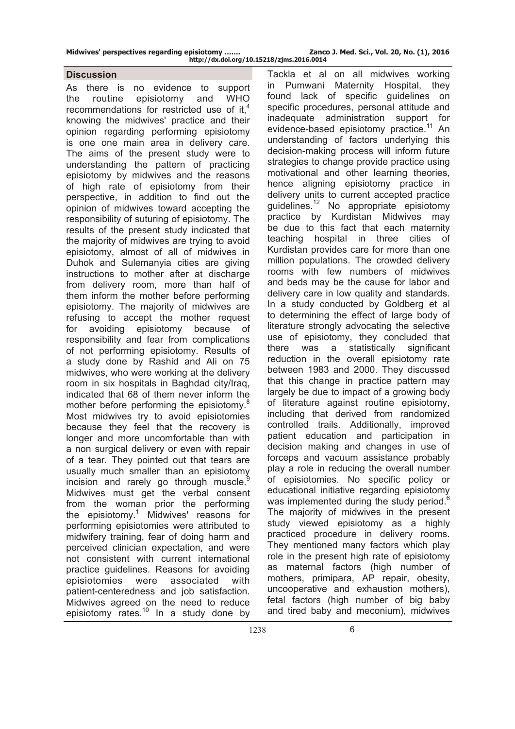## Discussion

As there is no evidence to support the routine episiotomy and WHO recommendations for restricted use of it,[4] knowing the midwives' practice and their opinion regarding performing episiotomy is one one main area in delivery care. The aims of the present study were to understanding the pattern of practicing episiotomy by midwives and the reasons of high rate of episiotomy from their perspective, in addition to find out the opinion of midwives toward accepting the responsibility of suturing of episiotomy. The results of the present study indicated that the majority of midwives are trying to avoid episiotomy, almost of all of midwives in Duhok and Sulemanyia cities are giving instructions to mother after at discharge from delivery room, more than half of them inform the mother before performing episiotomy. The majority of midwives are refusing to accept the mother request for avoiding episiotomy because of responsibility and fear from complications of not performing episiotomy. Results of a study done by Rashid and Ali on 75 midwives, who were working at the delivery room in six hospitals in Baghdad city/Iraq, indicated that 68 of them never inform the mother before performing the episiotomy.[8] Most midwives try to avoid episiotomies because they feel that the recovery is longer and more uncomfortable than with a non surgical delivery or even with repair of a tear. They pointed out that tears are usually much smaller than an episiotomy incision and rarely go through muscle.[9] Midwives must get the verbal consent from the woman prior the performing the episiotomy.[1] Midwives' reasons for performing episiotomies were attributed to midwifery training, fear of doing harm and perceived clinician expectation, and were not consistent with current international practice guidelines. Reasons for avoiding episiotomies were associated with patient-centeredness and job satisfaction. Midwives agreed on the need to reduce episiotomy rates.[10] In a study done by Tackla et al on all midwives working in Pumwani Maternity Hospital, they found lack of specific guidelines on specific procedures, personal attitude and inadequate administration support for evidence-based episiotomy practice.[11] An understanding of factors underlying this decision-making process will inform future strategies to change provide practice using motivational and other learning theories, hence aligning episiotomy practice in delivery units to current accepted practice guidelines.[12] No appropriate episiotomy practice by Kurdistan Midwives may be due to this fact that each maternity teaching hospital in three cities of Kurdistan provides care for more than one million populations. The crowded delivery rooms with few numbers of midwives and beds may be the cause for labor and delivery care in low quality and standards. In a study conducted by Goldberg et al to determining the effect of large body of literature strongly advocating the selective use of episiotomy, they concluded that there was a statistically significant reduction in the overall episiotomy rate between 1983 and 2000. They discussed that this change in practice pattern may largely be due to impact of a growing body of literature against routine episiotomy, including that derived from randomized controlled trails. Additionally, improved patient education and participation in decision making and changes in use of forceps and vacuum assistance probably play a role in reducing the overall number of episiotomies. No specific policy or educational initiative regarding episiotomy was implemented during the study period.[6] The majority of midwives in the present study viewed episiotomy as a highly practiced procedure in delivery rooms. They mentioned many factors which play role in the present high rate of episiotomy as maternal factors (high number of mothers, primipara, AP repair, obesity, uncooperative and exhaustion mothers), fetal factors (high number of big baby and tired baby and meconium), midwives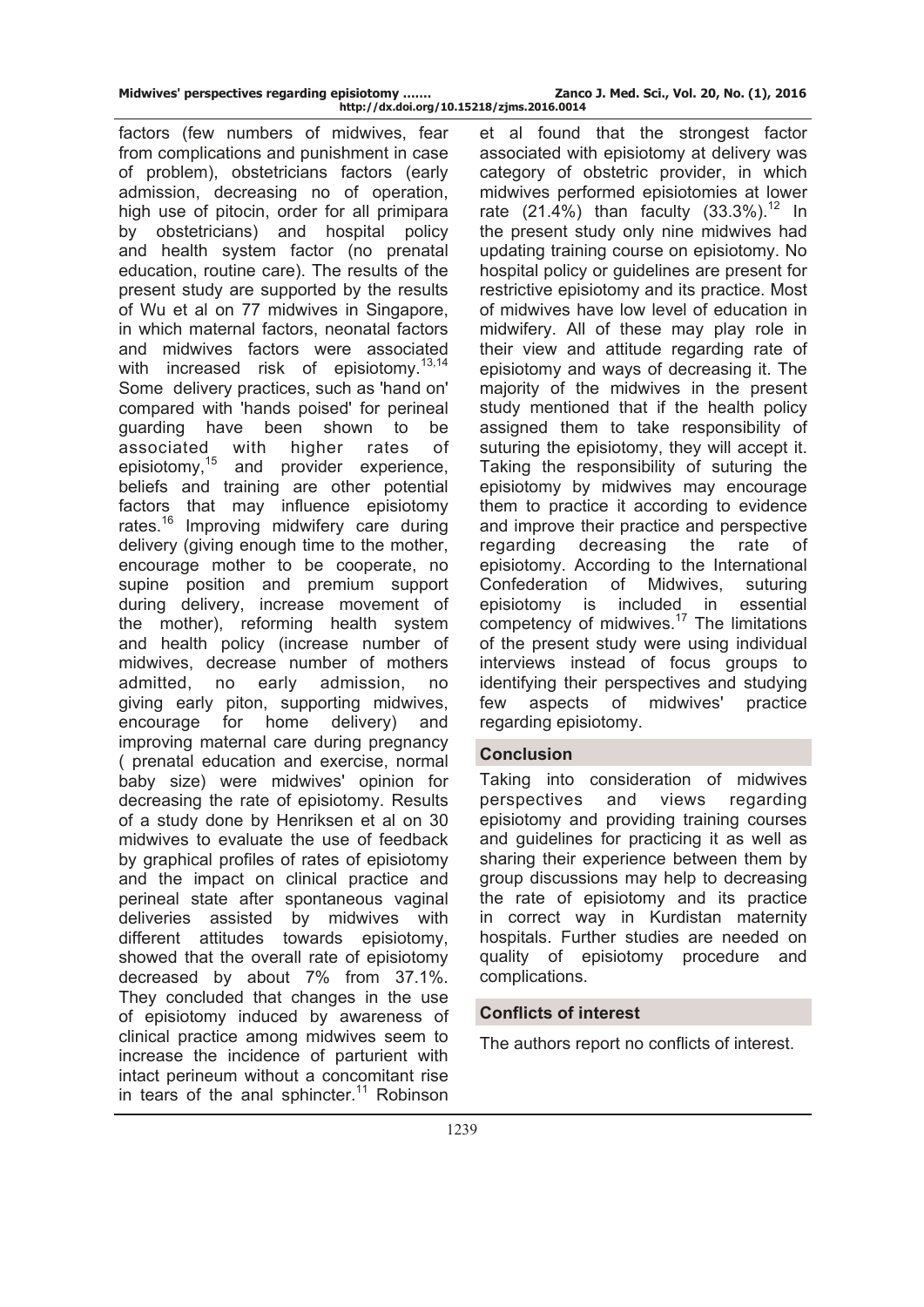factors (few numbers of midwives, fear from complications and punishment in case of problem), obstetricians factors (early admission, decreasing no of operation, high use of pitocin, order for all primipara by obstetricians) and hospital policy and health system factor (no prenatal education, routine care). The results of the present study are supported by the results of Wu et al on 77 midwives in Singapore, in which maternal factors, neonatal factors and midwives factors were associated with increased risk of episiotomy.[13,14] Some delivery practices, such as 'hand on' compared with 'hands poised' for perineal guarding have been shown to be associated with higher rates of episiotomy,[15] and provider experience, beliefs and training are other potential factors that may influence episiotomy rates.[16] Improving midwifery care during delivery (giving enough time to the mother, encourage mother to be cooperate, no supine position and premium support during delivery, increase movement of the mother), reforming health system and health policy (increase number of midwives, decrease number of mothers admitted, no early admission, no giving early piton, supporting midwives, encourage for home delivery) and improving maternal care during pregnancy ( prenatal education and exercise, normal baby size) were midwives' opinion for decreasing the rate of episiotomy. Results of a study done by Henriksen et al on 30 midwives to evaluate the use of feedback by graphical profiles of rates of episiotomy and the impact on clinical practice and perineal state after spontaneous vaginal deliveries assisted by midwives with different attitudes towards episiotomy, showed that the overall rate of episiotomy decreased by about 7% from 37.1%. They concluded that changes in the use of episiotomy induced by awareness of clinical practice among midwives seem to increase the incidence of parturient with intact perineum without a concomitant rise in tears of the anal sphincter.[11] Robinson et al found that the strongest factor associated with episiotomy at delivery was category of obstetric provider, in which midwives performed episiotomies at lower rate (21.4%) than faculty (33.3%).[12] In the present study only nine midwives had updating training course on episiotomy. No hospital policy or guidelines are present for restrictive episiotomy and its practice. Most of midwives have low level of education in midwifery. All of these may play role in their view and attitude regarding rate of episiotomy and ways of decreasing it. The majority of the midwives in the present study mentioned that if the health policy assigned them to take responsibility of suturing the episiotomy, they will accept it. Taking the responsibility of suturing the episiotomy by midwives may encourage them to practice it according to evidence and improve their practice and perspective regarding decreasing the rate of episiotomy. According to the International Confederation of Midwives, suturing episiotomy is included in essential competency of midwives.[17] The limitations of the present study were using individual interviews instead of focus groups to identifying their perspectives and studying few aspects of midwives' practice regarding episiotomy.

## Conclusion

Taking into consideration of midwives perspectives and views regarding episiotomy and providing training courses and guidelines for practicing it as well as sharing their experience between them by group discussions may help to decreasing the rate of episiotomy and its practice in correct way in Kurdistan maternity hospitals. Further studies are needed on quality of episiotomy procedure and complications.

## Conflicts of interest

The authors report no conflicts of interest.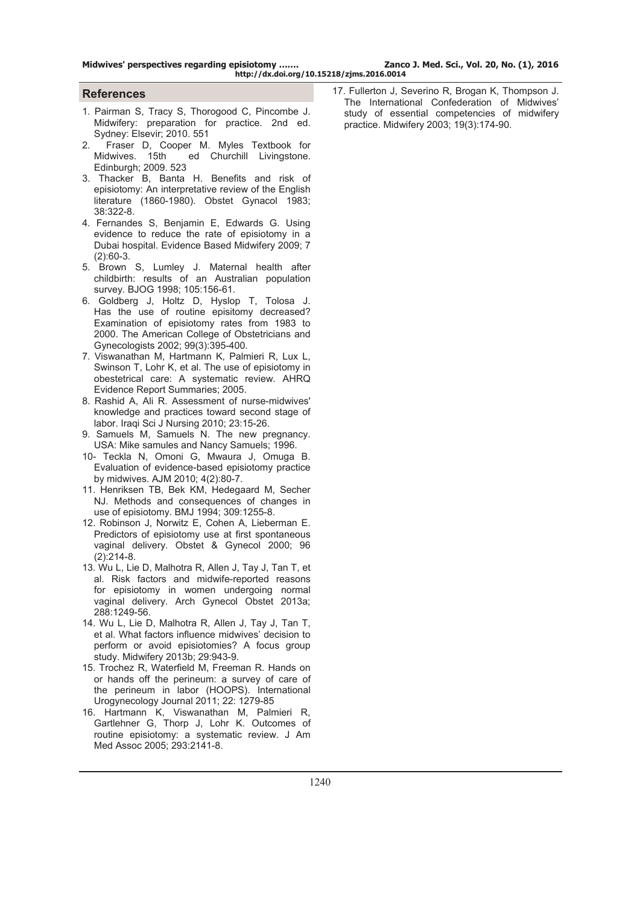## References

1. Pairman S, Tracy S, Thorogood C, Pincombe J. Midwifery: preparation for practice. 2nd ed. Sydney: Elsevir; 2010. 551
2. Fraser D, Cooper M. Myles Textbook for Midwives. 15th ed Churchill Livingstone. Edinburgh; 2009. 523
3. Thacker B, Banta H. Benefits and risk of episiotomy: An interpretative review of the English literature (1860-1980). Obstet Gynacol 1983; 38:322-8.
4. Fernandes S, Benjamin E, Edwards G. Using evidence to reduce the rate of episiotomy in a Dubai hospital. Evidence Based Midwifery 2009; 7 (2):60-3.
5. Brown S, Lumley J. Maternal health after childbirth: results of an Australian population survey. BJOG 1998; 105:156-61.
6. Goldberg J, Holtz D, Hyslop T, Tolosa J. Has the use of routine episitomy decreased? Examination of episiotomy rates from 1983 to 2000. The American College of Obstetricians and Gynecologists 2002; 99(3):395-400.
7. Viswanathan M, Hartmann K, Palmieri R, Lux L, Swinson T, Lohr K, et al. The use of episiotomy in obestetrical care: A systematic review. AHRQ Evidence Report Summaries; 2005.
8. Rashid A, Ali R. Assessment of nurse-midwives' knowledge and practices toward second stage of labor. Iraqi Sci J Nursing 2010; 23:15-26.
9. Samuels M, Samuels N. The new pregnancy. USA: Mike samules and Nancy Samuels; 1996.
10- Teckla N, Omoni G, Mwaura J, Omuga B. Evaluation of evidence-based episiotomy practice by midwives. AJM 2010; 4(2):80-7.
11. Henriksen TB, Bek KM, Hedegaard M, Secher NJ. Methods and consequences of changes in use of episiotomy. BMJ 1994; 309:1255-8.
12. Robinson J, Norwitz E, Cohen A, Lieberman E. Predictors of episiotomy use at first spontaneous vaginal delivery. Obstet & Gynecol 2000; 96 (2):214-8.
13. Wu L, Lie D, Malhotra R, Allen J, Tay J, Tan T, et al. Risk factors and midwife-reported reasons for episiotomy in women undergoing normal vaginal delivery. Arch Gynecol Obstet 2013a; 288:1249-56.
14. Wu L, Lie D, Malhotra R, Allen J, Tay J, Tan T, et al. What factors influence midwives' decision to perform or avoid episiotomies? A focus group study. Midwifery 2013b; 29:943-9.
15. Trochez R, Waterfield M, Freeman R. Hands on or hands off the perineum: a survey of care of the perineum in labor (HOOPS). International Urogynecology Journal 2011; 22: 1279-85
16. Hartmann K, Viswanathan M, Palmieri R, Gartlehner G, Thorp J, Lohr K. Outcomes of routine episiotomy: a systematic review. J Am Med Assoc 2005; 293:2141-8.
17. Fullerton J, Severino R, Brogan K, Thompson J. The International Confederation of Midwives' study of essential competencies of midwifery practice. Midwifery 2003; 19(3):174-90.